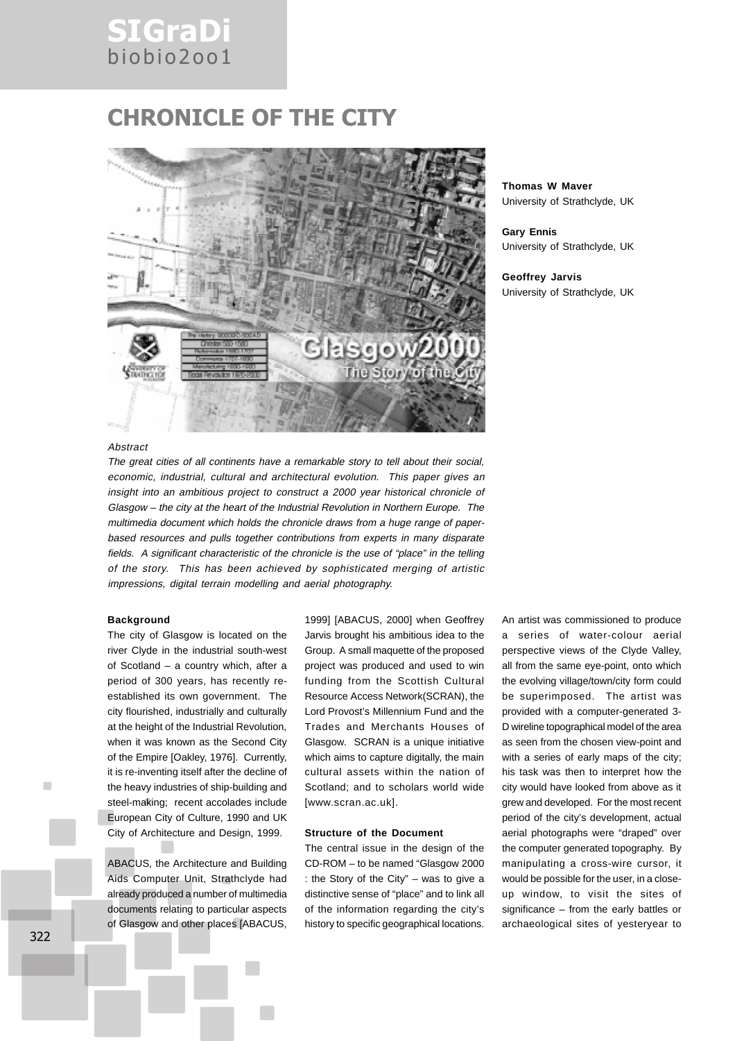# CHRONICLE OF THE CITY

**Thomas W Maver**
University of Strathclyde, UK

**Gary Ennis**
University of Strathclyde, UK

**Geoffrey Jarvis**
University of Strathclyde, UK

*Abstract*

*The great cities of all continents have a remarkable story to tell about their social, economic, industrial, cultural and architectural evolution. This paper gives an insight into an ambitious project to construct a 2000 year historical chronicle of Glasgow – the city at the heart of the Industrial Revolution in Northern Europe. The multimedia document which holds the chronicle draws from a huge range of paper-based resources and pulls together contributions from experts in many disparate fields. A significant characteristic of the chronicle is the use of "place" in the telling of the story. This has been achieved by sophisticated merging of artistic impressions, digital terrain modelling and aerial photography.*

### Background

The city of Glasgow is located on the river Clyde in the industrial south-west of Scotland – a country which, after a period of 300 years, has recently re-established its own government. The city flourished, industrially and culturally at the height of the Industrial Revolution, when it was known as the Second City of the Empire [Oakley, 1976]. Currently, it is re-inventing itself after the decline of the heavy industries of ship-building and steel-making; recent accolades include European City of Culture, 1990 and UK City of Architecture and Design, 1999.

ABACUS, the Architecture and Building Aids Computer Unit, Strathclyde had already produced a number of multimedia documents relating to particular aspects of Glasgow and other places [ABACUS, 1999] [ABACUS, 2000] when Geoffrey Jarvis brought his ambitious idea to the Group. A small maquette of the proposed project was produced and used to win funding from the Scottish Cultural Resource Access Network(SCRAN), the Lord Provost's Millennium Fund and the Trades and Merchants Houses of Glasgow. SCRAN is a unique initiative which aims to capture digitally, the main cultural assets within the nation of Scotland; and to scholars world wide [www.scran.ac.uk].

### Structure of the Document

The central issue in the design of the CD-ROM – to be named "Glasgow 2000 : the Story of the City" – was to give a distinctive sense of "place" and to link all of the information regarding the city's history to specific geographical locations.

An artist was commissioned to produce a series of water-colour aerial perspective views of the Clyde Valley, all from the same eye-point, onto which the evolving village/town/city form could be superimposed. The artist was provided with a computer-generated 3-D wireline topographical model of the area as seen from the chosen view-point and with a series of early maps of the city; his task was then to interpret how the city would have looked from above as it grew and developed. For the most recent period of the city's development, actual aerial photographs were "draped" over the computer generated topography. By manipulating a cross-wire cursor, it would be possible for the user, in a close-up window, to visit the sites of significance – from the early battles or archaeological sites of yesteryear to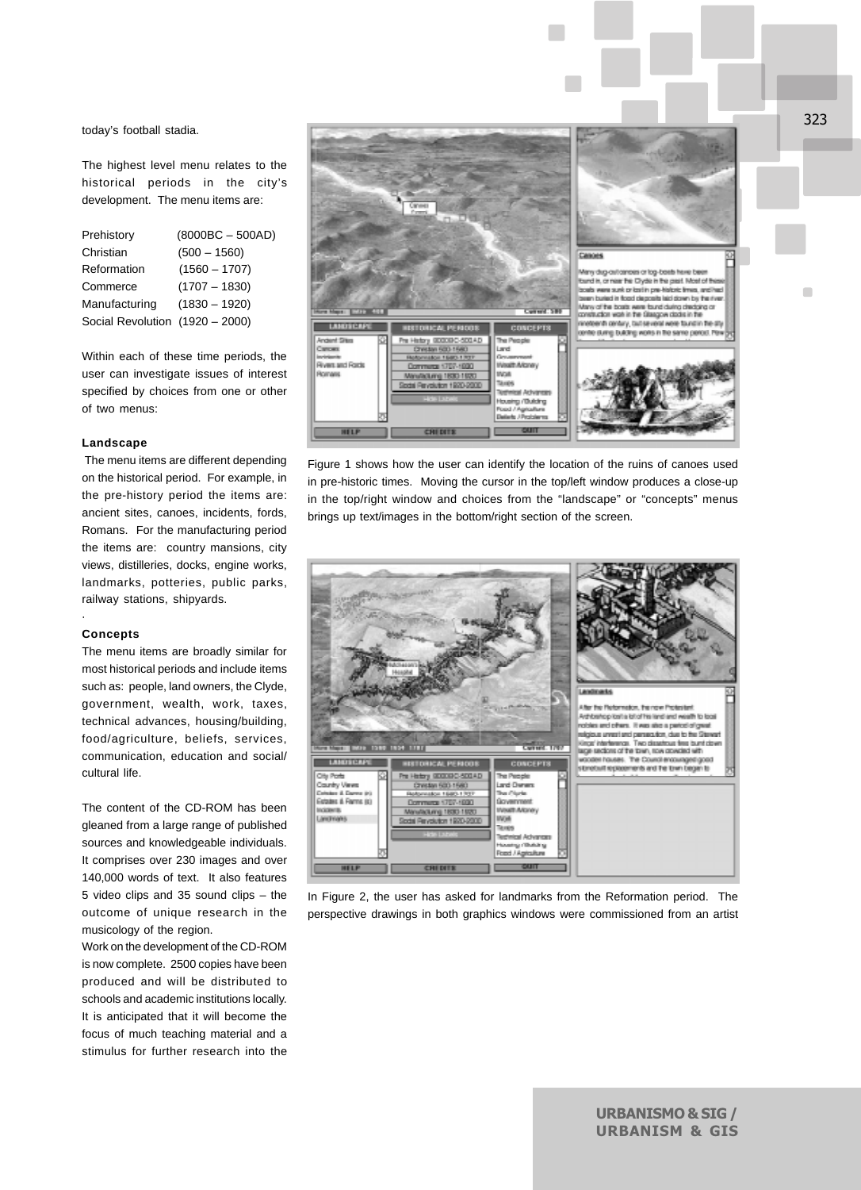today's football stadia.

The highest level menu relates to the historical periods in the city's development. The menu items are:

| | |
|---|---|
| Prehistory | (8000BC – 500AD) |
| Christian | (500 – 1560) |
| Reformation | (1560 – 1707) |
| Commerce | (1707 – 1830) |
| Manufacturing | (1830 – 1920) |
| Social Revolution | (1920 – 2000) |

Within each of these time periods, the user can investigate issues of interest specified by choices from one or other of two menus:

**Landscape**

The menu items are different depending on the historical period. For example, in the pre-history period the items are: ancient sites, canoes, incidents, fords, Romans. For the manufacturing period the items are: country mansions, city views, distilleries, docks, engine works, landmarks, potteries, public parks, railway stations, shipyards.

**Concepts**

The menu items are broadly similar for most historical periods and include items such as: people, land owners, the Clyde, government, wealth, work, taxes, technical advances, housing/building, food/agriculture, beliefs, services, communication, education and social/cultural life.

The content of the CD-ROM has been gleaned from a large range of published sources and knowledgeable individuals. It comprises over 230 images and over 140,000 words of text. It also features 5 video clips and 35 sound clips – the outcome of unique research in the musicology of the region.

Work on the development of the CD-ROM is now complete. 2500 copies have been produced and will be distributed to schools and academic institutions locally. It is anticipated that it will become the focus of much teaching material and a stimulus for further research into the

Figure 1 shows how the user can identify the location of the ruins of canoes used in pre-historic times. Moving the cursor in the top/left window produces a close-up in the top/right window and choices from the "landscape" or "concepts" menus brings up text/images in the bottom/right section of the screen.

In Figure 2, the user has asked for landmarks from the Reformation period. The perspective drawings in both graphics windows were commissioned from an artist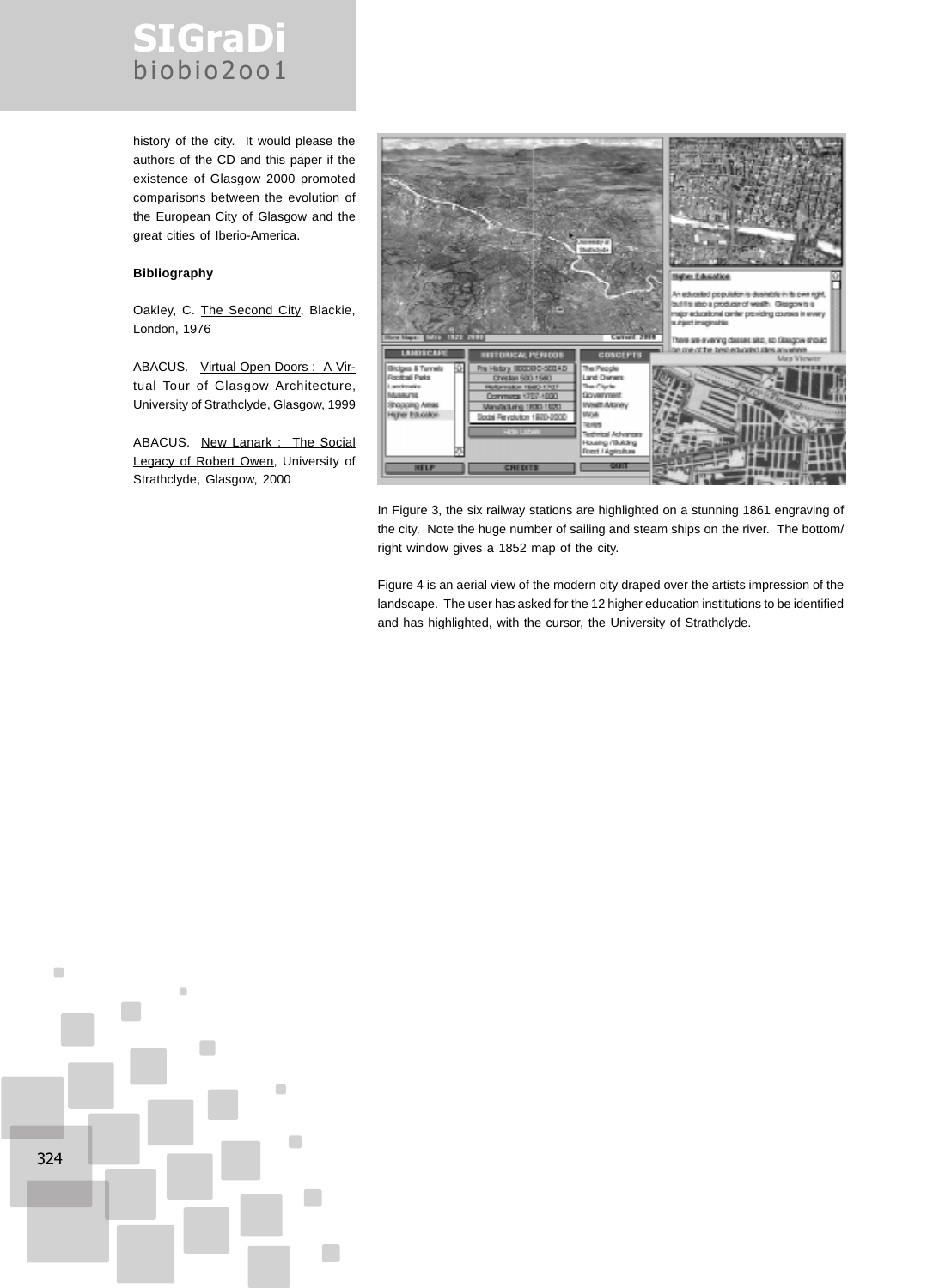history of the city. It would please the authors of the CD and this paper if the existence of Glasgow 2000 promoted comparisons between the evolution of the European City of Glasgow and the great cities of Iberio-America.

**Bibliography**

Oakley, C. The Second City, Blackie, London, 1976

ABACUS. Virtual Open Doors : A Virtual Tour of Glasgow Architecture, University of Strathclyde, Glasgow, 1999

ABACUS. New Lanark : The Social Legacy of Robert Owen, University of Strathclyde, Glasgow, 2000

In Figure 3, the six railway stations are highlighted on a stunning 1861 engraving of the city. Note the huge number of sailing and steam ships on the river. The bottom/ right window gives a 1852 map of the city.

Figure 4 is an aerial view of the modern city draped over the artists impression of the landscape. The user has asked for the 12 higher education institutions to be identified and has highlighted, with the cursor, the University of Strathclyde.